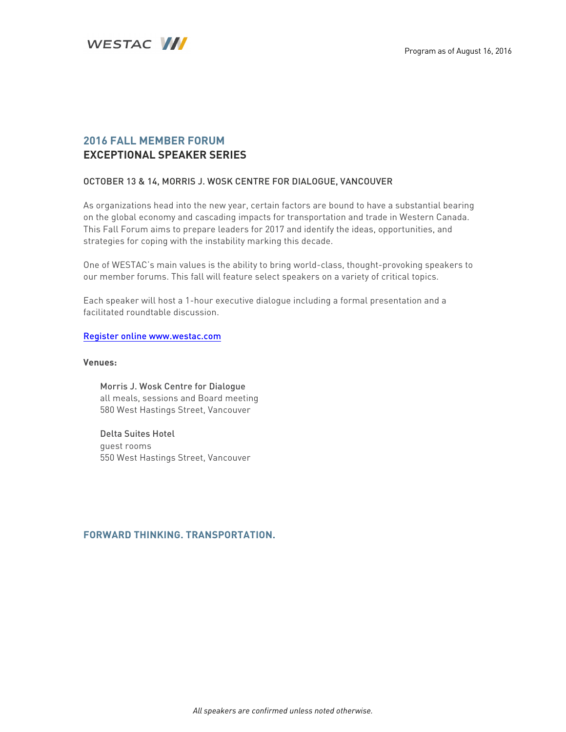WESTAC

Program as of August 16, 2016

## 2016 FALL MEMBER FORUM
## EXCEPTIONAL SPEAKER SERIES

OCTOBER 13 & 14, MORRIS J. WOSK CENTRE FOR DIALOGUE, VANCOUVER

As organizations head into the new year, certain factors are bound to have a substantial bearing on the global economy and cascading impacts for transportation and trade in Western Canada. This Fall Forum aims to prepare leaders for 2017 and identify the ideas, opportunities, and strategies for coping with the instability marking this decade.

One of WESTAC's main values is the ability to bring world-class, thought-provoking speakers to our member forums. This fall will feature select speakers on a variety of critical topics.

Each speaker will host a 1-hour executive dialogue including a formal presentation and a facilitated roundtable discussion.

Register online www.westac.com

**Venues:**

Morris J. Wosk Centre for Dialogue
all meals, sessions and Board meeting
580 West Hastings Street, Vancouver

Delta Suites Hotel
guest rooms
550 West Hastings Street, Vancouver

**FORWARD THINKING. TRANSPORTATION.**

*All speakers are confirmed unless noted otherwise.*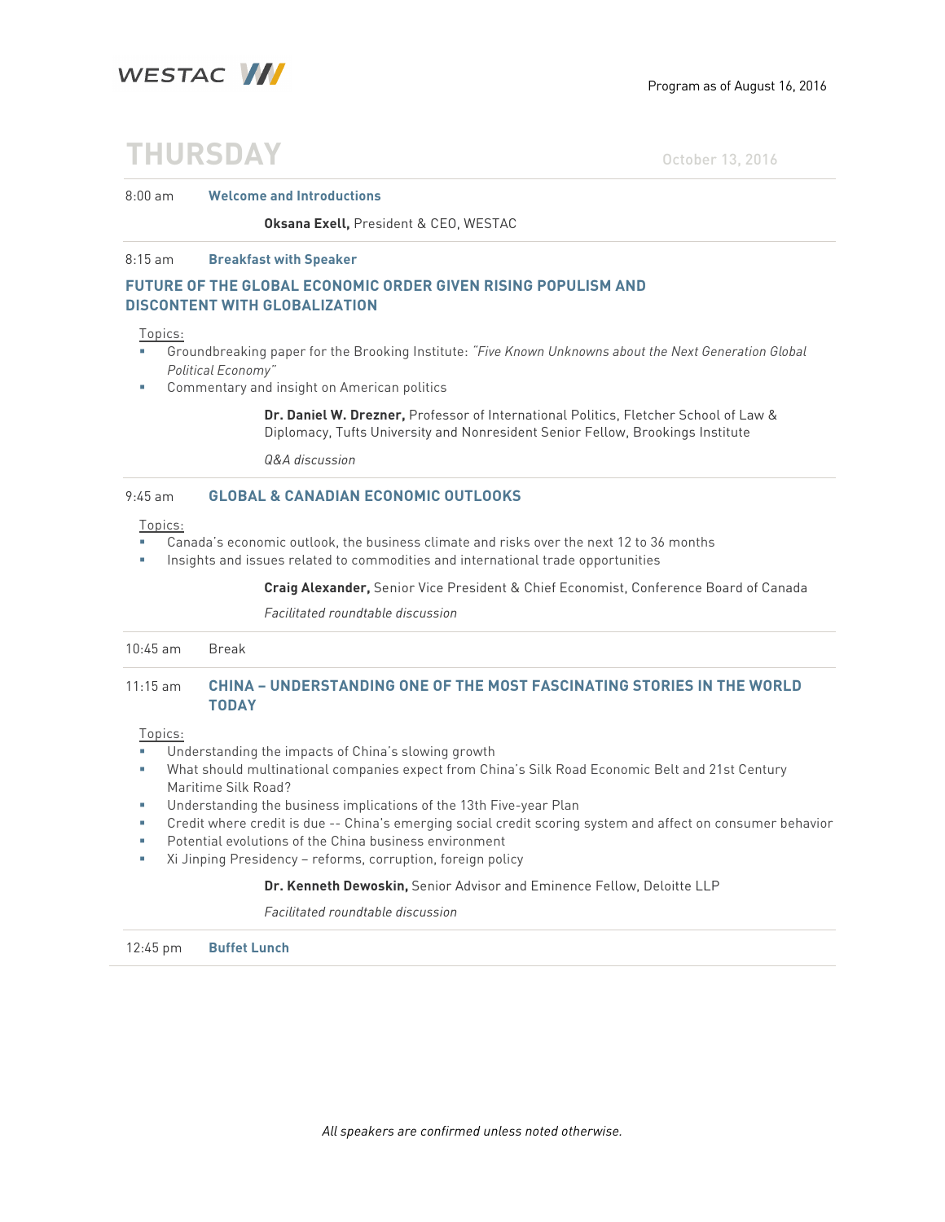Program as of August 16, 2016

# THURSDAY

October 13, 2016

8:00 am **Welcome and Introductions**

**Oksana Exell,** President & CEO, WESTAC

8:15 am **Breakfast with Speaker**

## FUTURE OF THE GLOBAL ECONOMIC ORDER GIVEN RISING POPULISM AND DISCONTENT WITH GLOBALIZATION

Topics:

- Groundbreaking paper for the Brooking Institute: *"Five Known Unknowns about the Next Generation Global Political Economy"*
- Commentary and insight on American politics

**Dr. Daniel W. Drezner,** Professor of International Politics, Fletcher School of Law & Diplomacy, Tufts University and Nonresident Senior Fellow, Brookings Institute

*Q&A discussion*

9:45 am **GLOBAL & CANADIAN ECONOMIC OUTLOOKS**

Topics:

- Canada's economic outlook, the business climate and risks over the next 12 to 36 months
- Insights and issues related to commodities and international trade opportunities

**Craig Alexander,** Senior Vice President & Chief Economist, Conference Board of Canada

*Facilitated roundtable discussion*

10:45 am Break

11:15 am **CHINA – UNDERSTANDING ONE OF THE MOST FASCINATING STORIES IN THE WORLD TODAY**

Topics:

- Understanding the impacts of China's slowing growth
- What should multinational companies expect from China's Silk Road Economic Belt and 21st Century Maritime Silk Road?
- Understanding the business implications of the 13th Five-year Plan
- Credit where credit is due -- China's emerging social credit scoring system and affect on consumer behavior
- Potential evolutions of the China business environment
- Xi Jinping Presidency – reforms, corruption, foreign policy

**Dr. Kenneth Dewoskin,** Senior Advisor and Eminence Fellow, Deloitte LLP

*Facilitated roundtable discussion*

12:45 pm **Buffet Lunch**

*All speakers are confirmed unless noted otherwise.*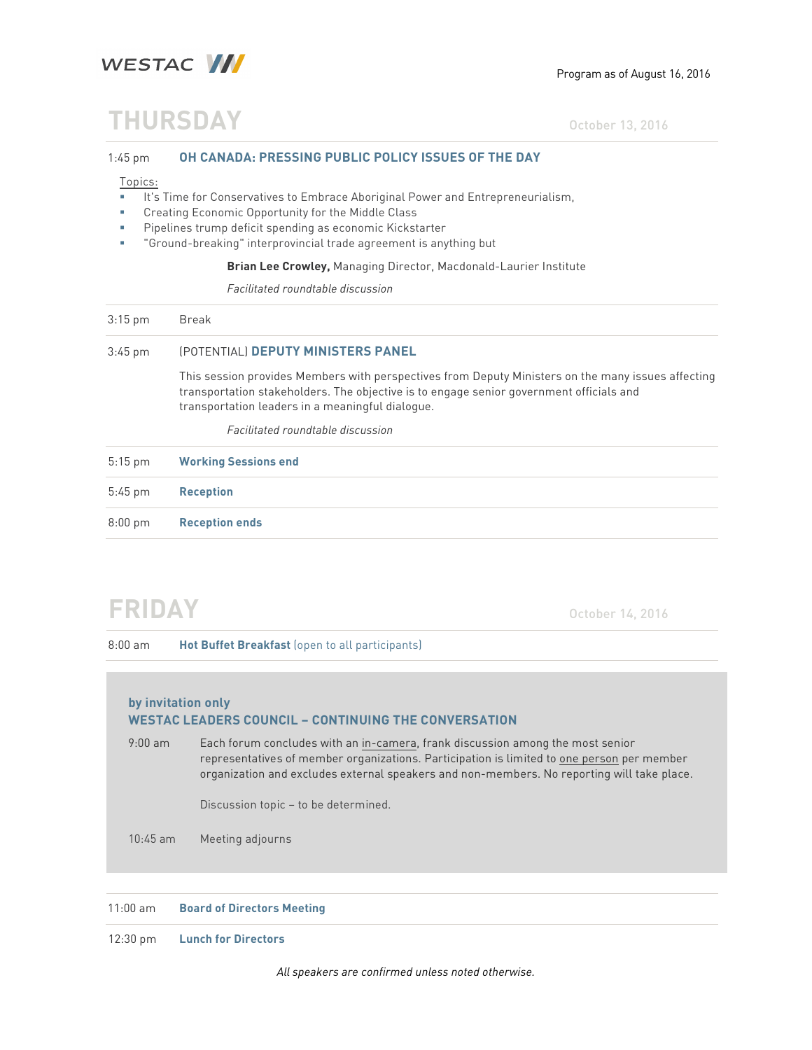WESTAC

Program as of August 16, 2016

# THURSDAY

October 13, 2016

1:45 pm **OH CANADA: PRESSING PUBLIC POLICY ISSUES OF THE DAY**

Topics:

- It's Time for Conservatives to Embrace Aboriginal Power and Entrepreneurialism,
- Creating Economic Opportunity for the Middle Class
- Pipelines trump deficit spending as economic Kickstarter
- "Ground-breaking" interprovincial trade agreement is anything but

**Brian Lee Crowley,** Managing Director, Macdonald-Laurier Institute

*Facilitated roundtable discussion*

3:15 pm Break

3:45 pm (POTENTIAL) **DEPUTY MINISTERS PANEL**

This session provides Members with perspectives from Deputy Ministers on the many issues affecting transportation stakeholders. The objective is to engage senior government officials and transportation leaders in a meaningful dialogue.

*Facilitated roundtable discussion*

5:15 pm **Working Sessions end**

5:45 pm **Reception**

8:00 pm **Reception ends**

# FRIDAY

October 14, 2016

8:00 am **Hot Buffet Breakfast** (open to all participants)

**by invitation only**

**WESTAC LEADERS COUNCIL – CONTINUING THE CONVERSATION**

9:00 am Each forum concludes with an in-camera, frank discussion among the most senior representatives of member organizations. Participation is limited to one person per member organization and excludes external speakers and non-members. No reporting will take place.

Discussion topic – to be determined.

10:45 am Meeting adjourns

11:00 am **Board of Directors Meeting**

12:30 pm **Lunch for Directors**

*All speakers are confirmed unless noted otherwise.*